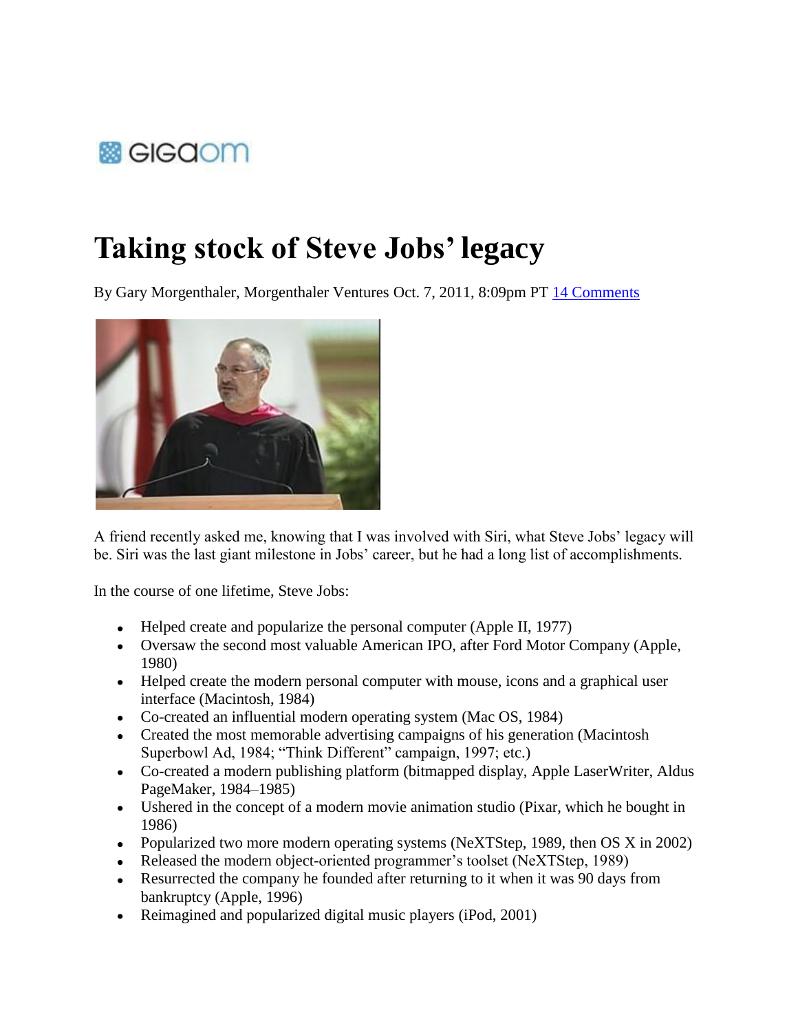GIGAOM

# Taking stock of Steve Jobs' legacy

By Gary Morgenthaler, Morgenthaler Ventures Oct. 7, 2011, 8:09pm PT 14 Comments

A friend recently asked me, knowing that I was involved with Siri, what Steve Jobs' legacy will be. Siri was the last giant milestone in Jobs' career, but he had a long list of accomplishments.

In the course of one lifetime, Steve Jobs:

- Helped create and popularize the personal computer (Apple II, 1977)
- Oversaw the second most valuable American IPO, after Ford Motor Company (Apple, 1980)
- Helped create the modern personal computer with mouse, icons and a graphical user interface (Macintosh, 1984)
- Co-created an influential modern operating system (Mac OS, 1984)
- Created the most memorable advertising campaigns of his generation (Macintosh Superbowl Ad, 1984; "Think Different" campaign, 1997; etc.)
- Co-created a modern publishing platform (bitmapped display, Apple LaserWriter, Aldus PageMaker, 1984–1985)
- Ushered in the concept of a modern movie animation studio (Pixar, which he bought in 1986)
- Popularized two more modern operating systems (NeXTStep, 1989, then OS X in 2002)
- Released the modern object-oriented programmer's toolset (NeXTStep, 1989)
- Resurrected the company he founded after returning to it when it was 90 days from bankruptcy (Apple, 1996)
- Reimagined and popularized digital music players (iPod, 2001)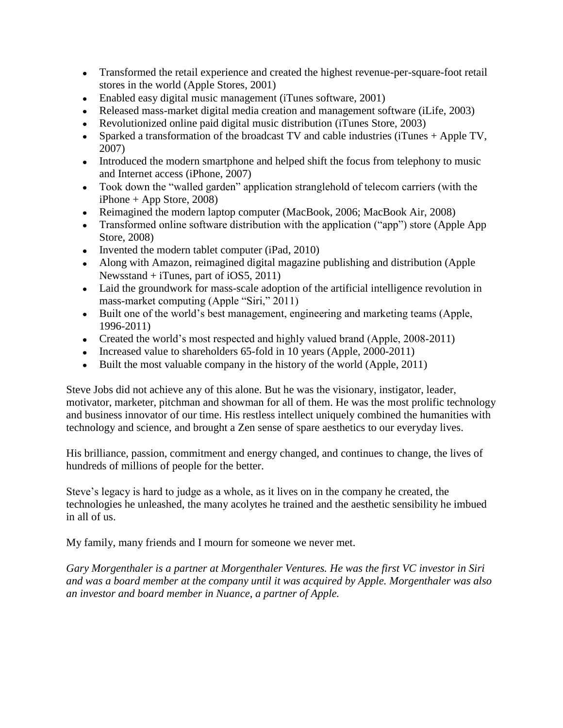- Transformed the retail experience and created the highest revenue-per-square-foot retail stores in the world (Apple Stores, 2001)
- Enabled easy digital music management (iTunes software, 2001)
- Released mass-market digital media creation and management software (iLife, 2003)
- Revolutionized online paid digital music distribution (iTunes Store, 2003)
- Sparked a transformation of the broadcast TV and cable industries (iTunes + Apple TV, 2007)
- Introduced the modern smartphone and helped shift the focus from telephony to music and Internet access (iPhone, 2007)
- Took down the "walled garden" application stranglehold of telecom carriers (with the iPhone + App Store, 2008)
- Reimagined the modern laptop computer (MacBook, 2006; MacBook Air, 2008)
- Transformed online software distribution with the application ("app") store (Apple App Store, 2008)
- Invented the modern tablet computer (iPad, 2010)
- Along with Amazon, reimagined digital magazine publishing and distribution (Apple Newsstand + iTunes, part of iOS5, 2011)
- Laid the groundwork for mass-scale adoption of the artificial intelligence revolution in mass-market computing (Apple "Siri," 2011)
- Built one of the world's best management, engineering and marketing teams (Apple, 1996-2011)
- Created the world's most respected and highly valued brand (Apple, 2008-2011)
- Increased value to shareholders 65-fold in 10 years (Apple, 2000-2011)
- Built the most valuable company in the history of the world (Apple, 2011)

Steve Jobs did not achieve any of this alone. But he was the visionary, instigator, leader, motivator, marketer, pitchman and showman for all of them. He was the most prolific technology and business innovator of our time. His restless intellect uniquely combined the humanities with technology and science, and brought a Zen sense of spare aesthetics to our everyday lives.

His brilliance, passion, commitment and energy changed, and continues to change, the lives of hundreds of millions of people for the better.

Steve's legacy is hard to judge as a whole, as it lives on in the company he created, the technologies he unleashed, the many acolytes he trained and the aesthetic sensibility he imbued in all of us.

My family, many friends and I mourn for someone we never met.

*Gary Morgenthaler is a partner at Morgenthaler Ventures. He was the first VC investor in Siri and was a board member at the company until it was acquired by Apple. Morgenthaler was also an investor and board member in Nuance, a partner of Apple.*